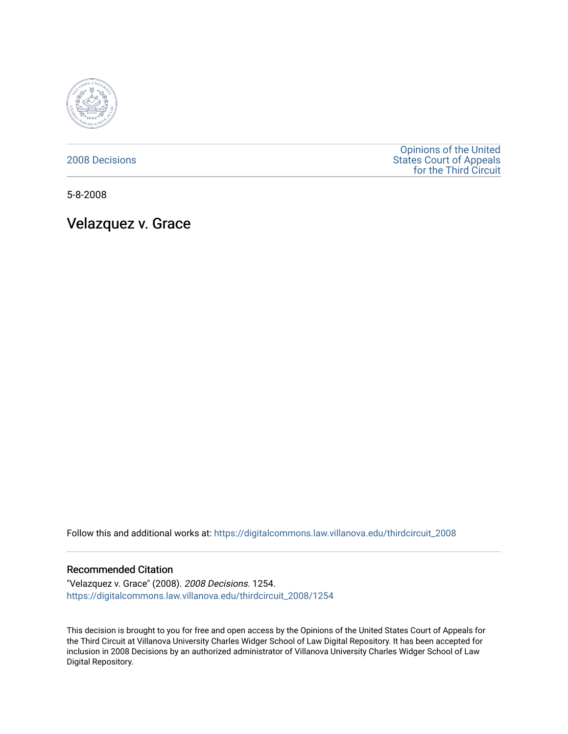2008 Decisions

Opinions of the United States Court of Appeals for the Third Circuit

5-8-2008

# Velazquez v. Grace

Follow this and additional works at: https://digitalcommons.law.villanova.edu/thirdcircuit_2008

### Recommended Citation

"Velazquez v. Grace" (2008). *2008 Decisions*. 1254.
https://digitalcommons.law.villanova.edu/thirdcircuit_2008/1254

This decision is brought to you for free and open access by the Opinions of the United States Court of Appeals for the Third Circuit at Villanova University Charles Widger School of Law Digital Repository. It has been accepted for inclusion in 2008 Decisions by an authorized administrator of Villanova University Charles Widger School of Law Digital Repository.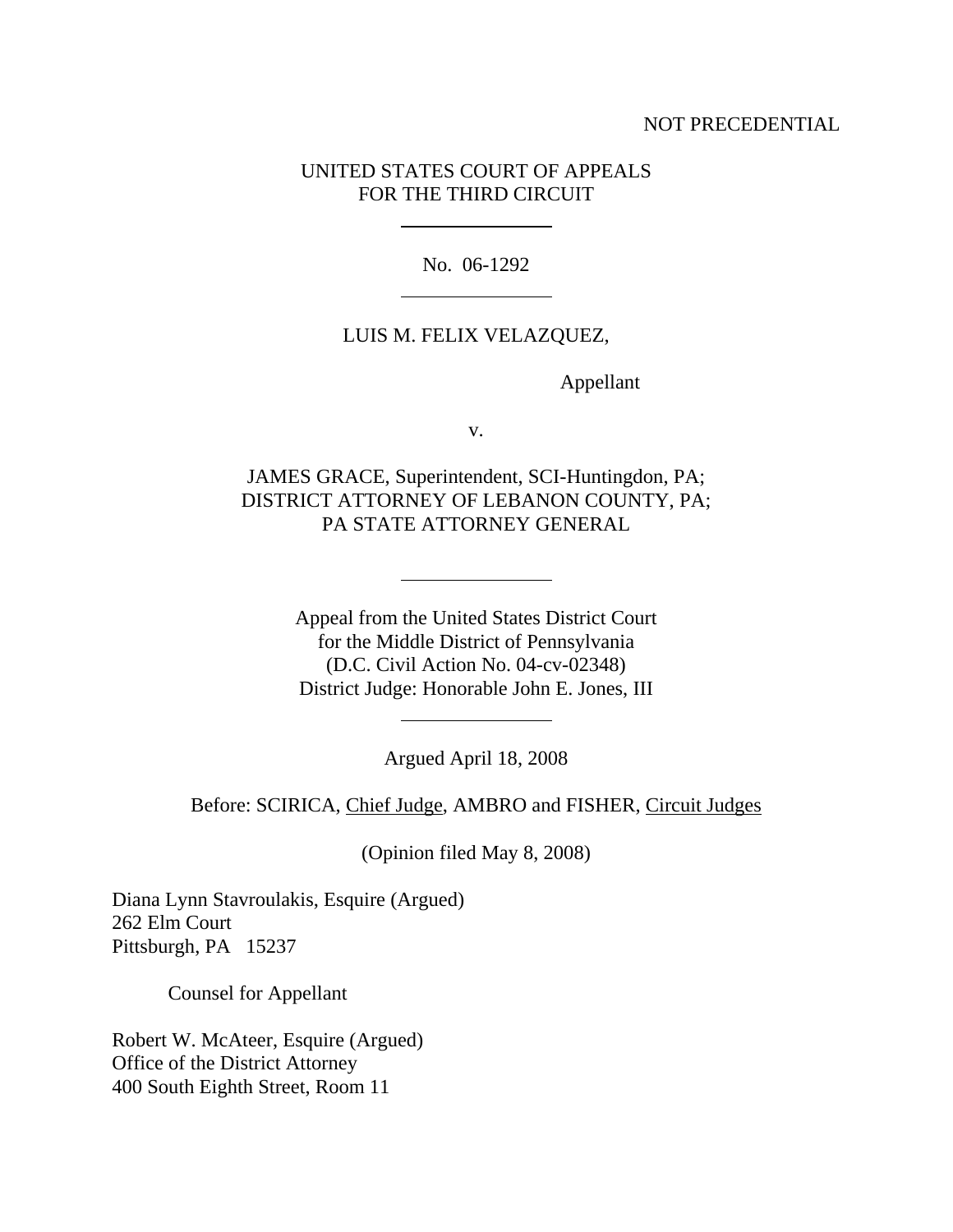NOT PRECEDENTIAL

UNITED STATES COURT OF APPEALS
FOR THE THIRD CIRCUIT

---

No. 06-1292

---

LUIS M. FELIX VELAZQUEZ,

Appellant

v.

JAMES GRACE, Superintendent, SCI-Huntingdon, PA;
DISTRICT ATTORNEY OF LEBANON COUNTY, PA;
PA STATE ATTORNEY GENERAL

---

Appeal from the United States District Court
for the Middle District of Pennsylvania
(D.C. Civil Action No. 04-cv-02348)
District Judge: Honorable John E. Jones, III

---

Argued April 18, 2008

Before: SCIRICA, Chief Judge, AMBRO and FISHER, Circuit Judges

(Opinion filed May 8, 2008)

Diana Lynn Stavroulakis, Esquire (Argued)
262 Elm Court
Pittsburgh, PA 15237

Counsel for Appellant

Robert W. McAteer, Esquire (Argued)
Office of the District Attorney
400 South Eighth Street, Room 11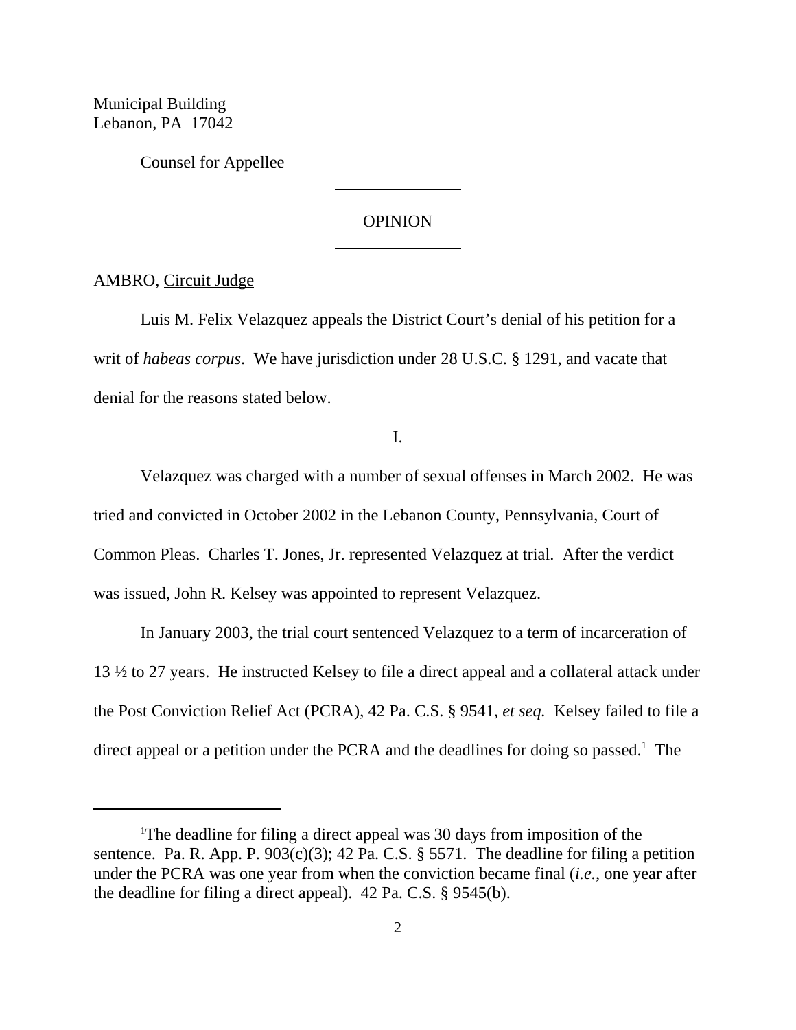Municipal Building
Lebanon, PA 17042

Counsel for Appellee

OPINION

AMBRO, Circuit Judge

Luis M. Felix Velazquez appeals the District Court's denial of his petition for a writ of *habeas corpus*. We have jurisdiction under 28 U.S.C. § 1291, and vacate that denial for the reasons stated below.

I.

Velazquez was charged with a number of sexual offenses in March 2002. He was tried and convicted in October 2002 in the Lebanon County, Pennsylvania, Court of Common Pleas. Charles T. Jones, Jr. represented Velazquez at trial. After the verdict was issued, John R. Kelsey was appointed to represent Velazquez.

In January 2003, the trial court sentenced Velazquez to a term of incarceration of 13 ½ to 27 years. He instructed Kelsey to file a direct appeal and a collateral attack under the Post Conviction Relief Act (PCRA), 42 Pa. C.S. § 9541, *et seq.* Kelsey failed to file a direct appeal or a petition under the PCRA and the deadlines for doing so passed.[1] The

[1] The deadline for filing a direct appeal was 30 days from imposition of the sentence. Pa. R. App. P. 903(c)(3); 42 Pa. C.S. § 5571. The deadline for filing a petition under the PCRA was one year from when the conviction became final (*i.e.*, one year after the deadline for filing a direct appeal). 42 Pa. C.S. § 9545(b).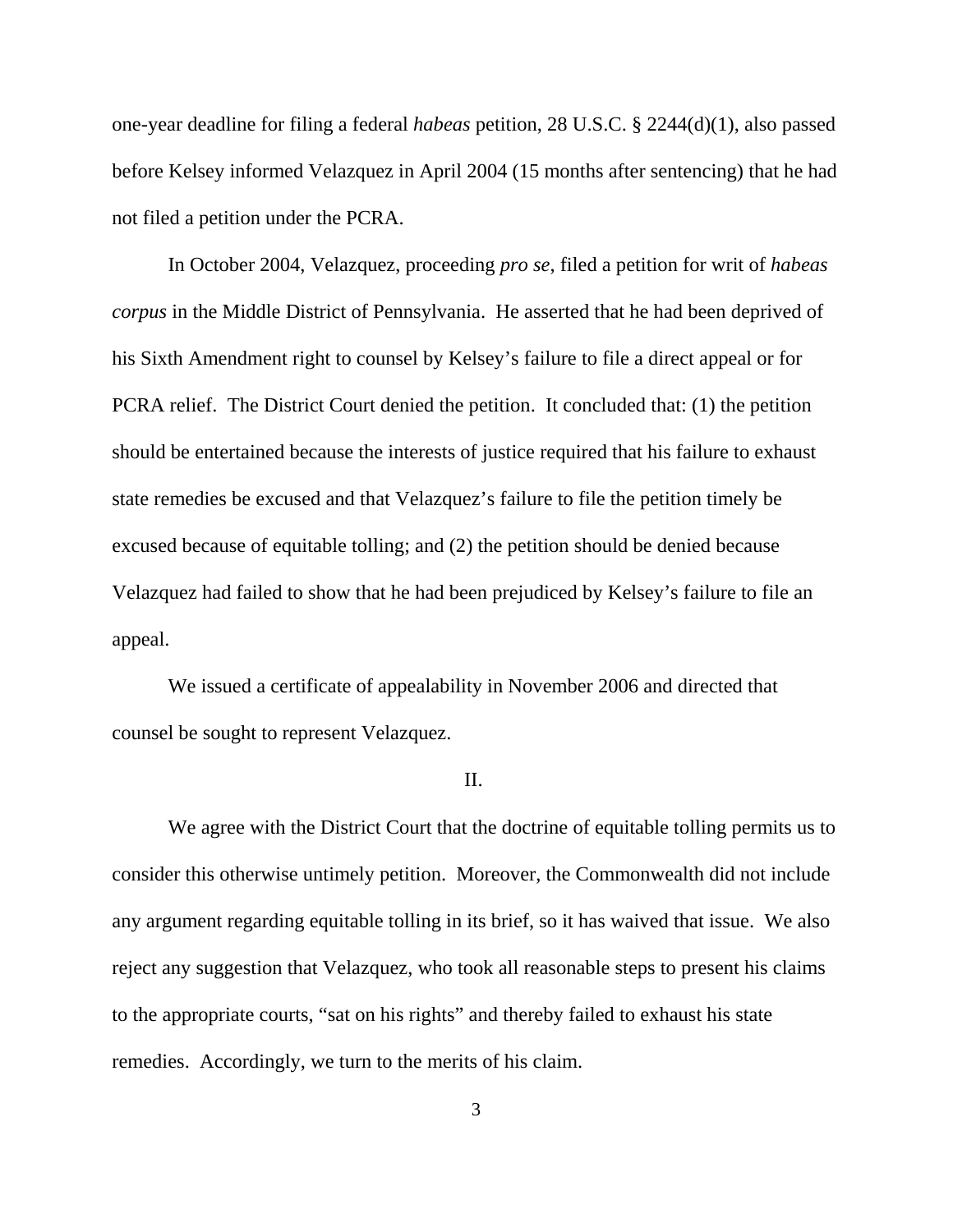one-year deadline for filing a federal *habeas* petition, 28 U.S.C. § 2244(d)(1), also passed before Kelsey informed Velazquez in April 2004 (15 months after sentencing) that he had not filed a petition under the PCRA.

In October 2004, Velazquez, proceeding *pro se*, filed a petition for writ of *habeas corpus* in the Middle District of Pennsylvania. He asserted that he had been deprived of his Sixth Amendment right to counsel by Kelsey's failure to file a direct appeal or for PCRA relief. The District Court denied the petition. It concluded that: (1) the petition should be entertained because the interests of justice required that his failure to exhaust state remedies be excused and that Velazquez's failure to file the petition timely be excused because of equitable tolling; and (2) the petition should be denied because Velazquez had failed to show that he had been prejudiced by Kelsey's failure to file an appeal.

We issued a certificate of appealability in November 2006 and directed that counsel be sought to represent Velazquez.

## II.

We agree with the District Court that the doctrine of equitable tolling permits us to consider this otherwise untimely petition. Moreover, the Commonwealth did not include any argument regarding equitable tolling in its brief, so it has waived that issue. We also reject any suggestion that Velazquez, who took all reasonable steps to present his claims to the appropriate courts, "sat on his rights" and thereby failed to exhaust his state remedies. Accordingly, we turn to the merits of his claim.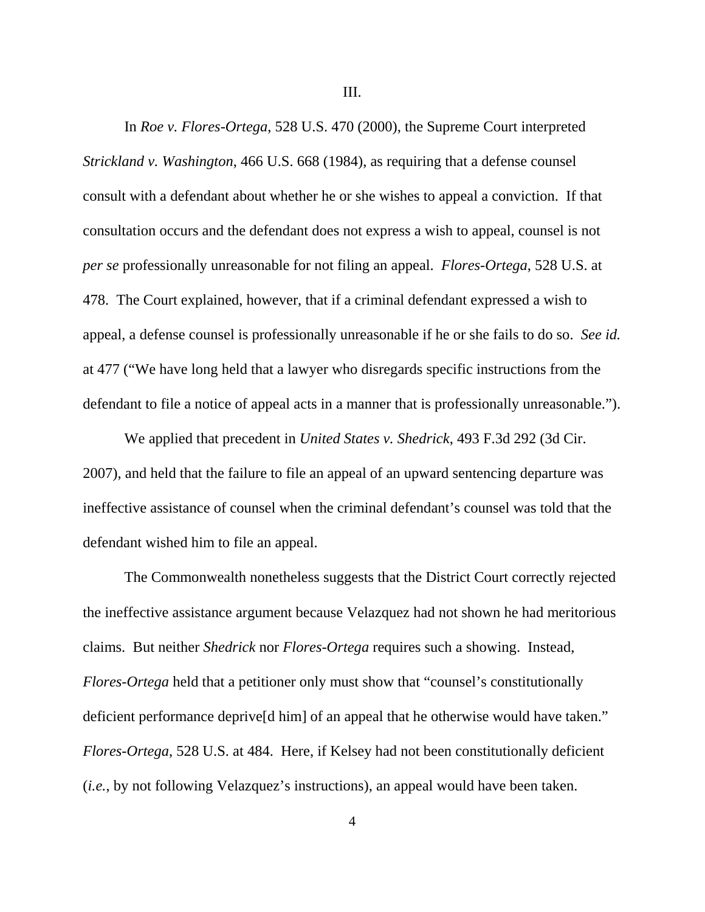III.

In *Roe v. Flores-Ortega*, 528 U.S. 470 (2000), the Supreme Court interpreted *Strickland v. Washington*, 466 U.S. 668 (1984), as requiring that a defense counsel consult with a defendant about whether he or she wishes to appeal a conviction. If that consultation occurs and the defendant does not express a wish to appeal, counsel is not *per se* professionally unreasonable for not filing an appeal. *Flores-Ortega*, 528 U.S. at 478. The Court explained, however, that if a criminal defendant expressed a wish to appeal, a defense counsel is professionally unreasonable if he or she fails to do so. *See id.* at 477 ("We have long held that a lawyer who disregards specific instructions from the defendant to file a notice of appeal acts in a manner that is professionally unreasonable.").

We applied that precedent in *United States v. Shedrick*, 493 F.3d 292 (3d Cir. 2007), and held that the failure to file an appeal of an upward sentencing departure was ineffective assistance of counsel when the criminal defendant's counsel was told that the defendant wished him to file an appeal.

The Commonwealth nonetheless suggests that the District Court correctly rejected the ineffective assistance argument because Velazquez had not shown he had meritorious claims. But neither *Shedrick* nor *Flores-Ortega* requires such a showing. Instead, *Flores-Ortega* held that a petitioner only must show that "counsel's constitutionally deficient performance deprive[d him] of an appeal that he otherwise would have taken." *Flores-Ortega*, 528 U.S. at 484. Here, if Kelsey had not been constitutionally deficient (*i.e.*, by not following Velazquez's instructions), an appeal would have been taken.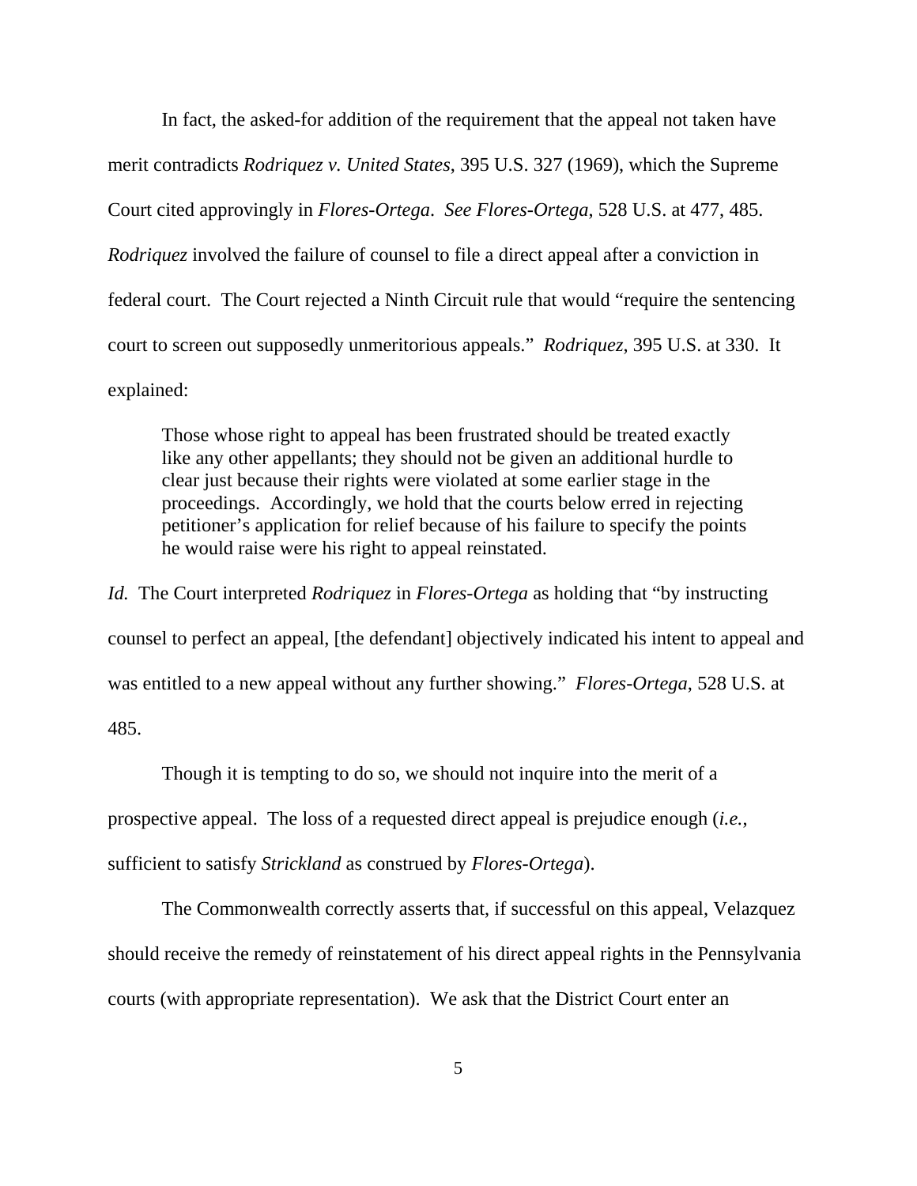In fact, the asked-for addition of the requirement that the appeal not taken have merit contradicts *Rodriquez v. United States*, 395 U.S. 327 (1969), which the Supreme Court cited approvingly in *Flores-Ortega*. *See Flores-Ortega*, 528 U.S. at 477, 485. *Rodriquez* involved the failure of counsel to file a direct appeal after a conviction in federal court. The Court rejected a Ninth Circuit rule that would "require the sentencing court to screen out supposedly unmeritorious appeals." *Rodriquez*, 395 U.S. at 330. It explained:

> Those whose right to appeal has been frustrated should be treated exactly like any other appellants; they should not be given an additional hurdle to clear just because their rights were violated at some earlier stage in the proceedings. Accordingly, we hold that the courts below erred in rejecting petitioner's application for relief because of his failure to specify the points he would raise were his right to appeal reinstated.

*Id.* The Court interpreted *Rodriquez* in *Flores-Ortega* as holding that "by instructing counsel to perfect an appeal, [the defendant] objectively indicated his intent to appeal and was entitled to a new appeal without any further showing." *Flores-Ortega*, 528 U.S. at 485.

Though it is tempting to do so, we should not inquire into the merit of a prospective appeal. The loss of a requested direct appeal is prejudice enough (*i.e.*, sufficient to satisfy *Strickland* as construed by *Flores-Ortega*).

The Commonwealth correctly asserts that, if successful on this appeal, Velazquez should receive the remedy of reinstatement of his direct appeal rights in the Pennsylvania courts (with appropriate representation). We ask that the District Court enter an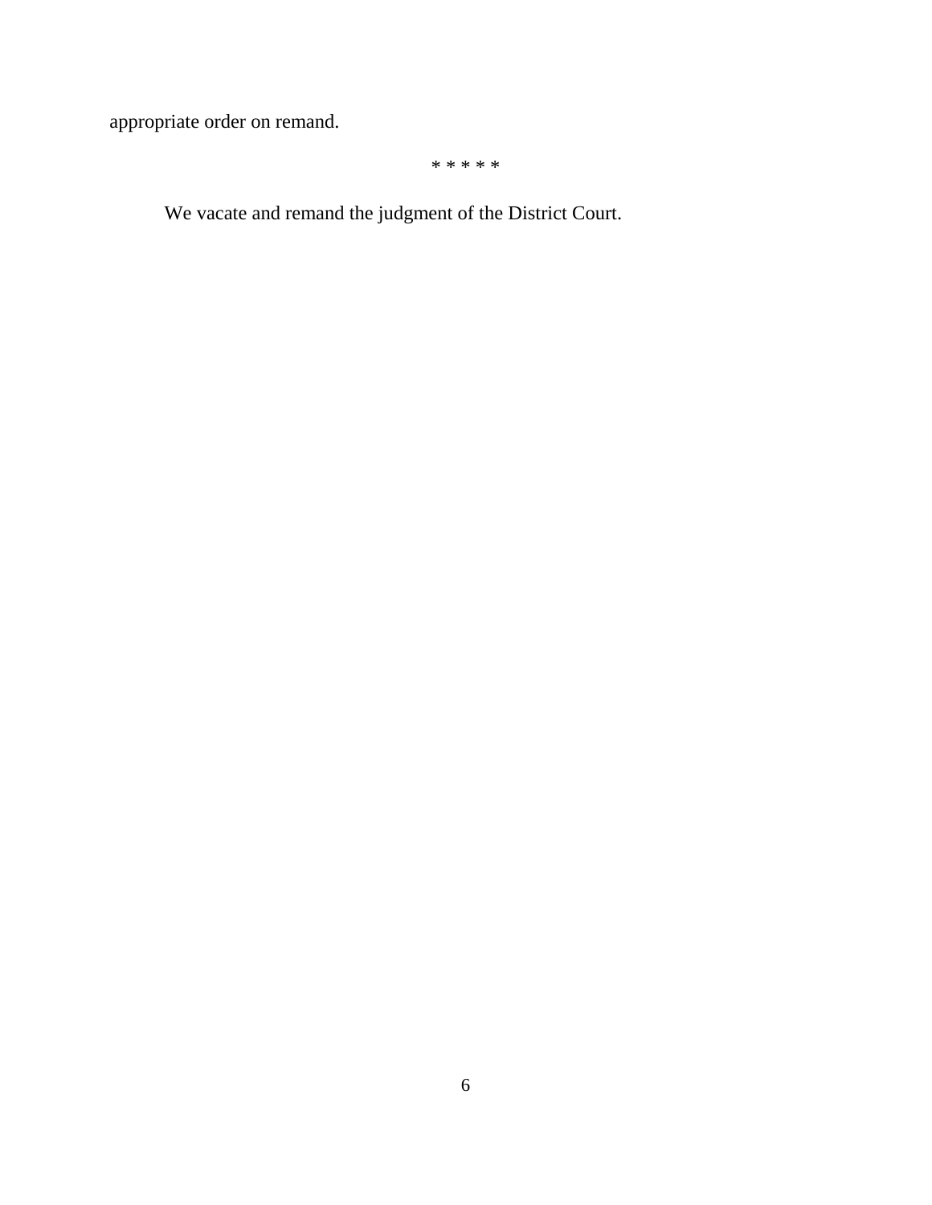appropriate order on remand.

* * * * *

We vacate and remand the judgment of the District Court.